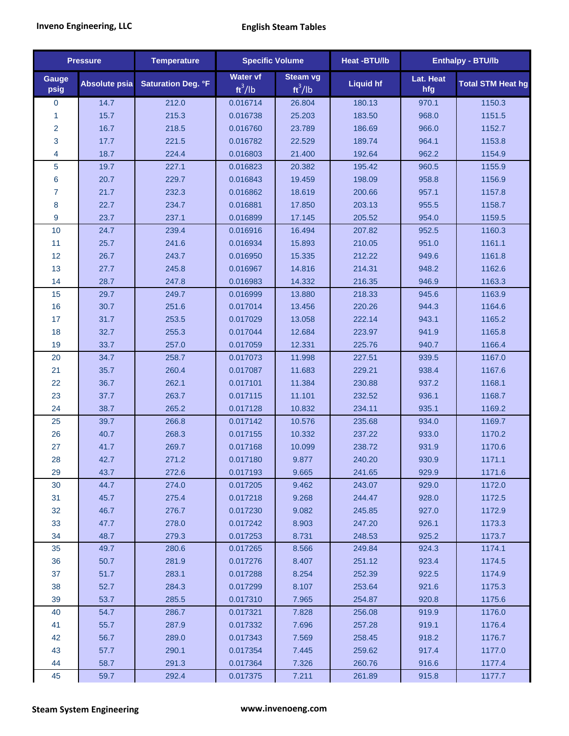**Inveno Engineering, LLC** **English Steam Tables**

| Pressure | | Temperature | Specific Volume | | Heat -BTU/lb | Enthalpy - BTU/lb | |
|---|---|---|---|---|---|---|---|
| Gauge psig | Absolute psia | Saturation Deg. °F | Water vf $ft^3/lb$ | Steam vg $ft^3/lb$ | Liquid hf | Lat. Heat hfg | Total STM Heat hg |
| 0 | 14.7 | 212.0 | 0.016714 | 26.804 | 180.13 | 970.1 | 1150.3 |
| 1 | 15.7 | 215.3 | 0.016738 | 25.203 | 183.50 | 968.0 | 1151.5 |
| 2 | 16.7 | 218.5 | 0.016760 | 23.789 | 186.69 | 966.0 | 1152.7 |
| 3 | 17.7 | 221.5 | 0.016782 | 22.529 | 189.74 | 964.1 | 1153.8 |
| 4 | 18.7 | 224.4 | 0.016803 | 21.400 | 192.64 | 962.2 | 1154.9 |
| 5 | 19.7 | 227.1 | 0.016823 | 20.382 | 195.42 | 960.5 | 1155.9 |
| 6 | 20.7 | 229.7 | 0.016843 | 19.459 | 198.09 | 958.8 | 1156.9 |
| 7 | 21.7 | 232.3 | 0.016862 | 18.619 | 200.66 | 957.1 | 1157.8 |
| 8 | 22.7 | 234.7 | 0.016881 | 17.850 | 203.13 | 955.5 | 1158.7 |
| 9 | 23.7 | 237.1 | 0.016899 | 17.145 | 205.52 | 954.0 | 1159.5 |
| 10 | 24.7 | 239.4 | 0.016916 | 16.494 | 207.82 | 952.5 | 1160.3 |
| 11 | 25.7 | 241.6 | 0.016934 | 15.893 | 210.05 | 951.0 | 1161.1 |
| 12 | 26.7 | 243.7 | 0.016950 | 15.335 | 212.22 | 949.6 | 1161.8 |
| 13 | 27.7 | 245.8 | 0.016967 | 14.816 | 214.31 | 948.2 | 1162.6 |
| 14 | 28.7 | 247.8 | 0.016983 | 14.332 | 216.35 | 946.9 | 1163.3 |
| 15 | 29.7 | 249.7 | 0.016999 | 13.880 | 218.33 | 945.6 | 1163.9 |
| 16 | 30.7 | 251.6 | 0.017014 | 13.456 | 220.26 | 944.3 | 1164.6 |
| 17 | 31.7 | 253.5 | 0.017029 | 13.058 | 222.14 | 943.1 | 1165.2 |
| 18 | 32.7 | 255.3 | 0.017044 | 12.684 | 223.97 | 941.9 | 1165.8 |
| 19 | 33.7 | 257.0 | 0.017059 | 12.331 | 225.76 | 940.7 | 1166.4 |
| 20 | 34.7 | 258.7 | 0.017073 | 11.998 | 227.51 | 939.5 | 1167.0 |
| 21 | 35.7 | 260.4 | 0.017087 | 11.683 | 229.21 | 938.4 | 1167.6 |
| 22 | 36.7 | 262.1 | 0.017101 | 11.384 | 230.88 | 937.2 | 1168.1 |
| 23 | 37.7 | 263.7 | 0.017115 | 11.101 | 232.52 | 936.1 | 1168.7 |
| 24 | 38.7 | 265.2 | 0.017128 | 10.832 | 234.11 | 935.1 | 1169.2 |
| 25 | 39.7 | 266.8 | 0.017142 | 10.576 | 235.68 | 934.0 | 1169.7 |
| 26 | 40.7 | 268.3 | 0.017155 | 10.332 | 237.22 | 933.0 | 1170.2 |
| 27 | 41.7 | 269.7 | 0.017168 | 10.099 | 238.72 | 931.9 | 1170.6 |
| 28 | 42.7 | 271.2 | 0.017180 | 9.877 | 240.20 | 930.9 | 1171.1 |
| 29 | 43.7 | 272.6 | 0.017193 | 9.665 | 241.65 | 929.9 | 1171.6 |
| 30 | 44.7 | 274.0 | 0.017205 | 9.462 | 243.07 | 929.0 | 1172.0 |
| 31 | 45.7 | 275.4 | 0.017218 | 9.268 | 244.47 | 928.0 | 1172.5 |
| 32 | 46.7 | 276.7 | 0.017230 | 9.082 | 245.85 | 927.0 | 1172.9 |
| 33 | 47.7 | 278.0 | 0.017242 | 8.903 | 247.20 | 926.1 | 1173.3 |
| 34 | 48.7 | 279.3 | 0.017253 | 8.731 | 248.53 | 925.2 | 1173.7 |
| 35 | 49.7 | 280.6 | 0.017265 | 8.566 | 249.84 | 924.3 | 1174.1 |
| 36 | 50.7 | 281.9 | 0.017276 | 8.407 | 251.12 | 923.4 | 1174.5 |
| 37 | 51.7 | 283.1 | 0.017288 | 8.254 | 252.39 | 922.5 | 1174.9 |
| 38 | 52.7 | 284.3 | 0.017299 | 8.107 | 253.64 | 921.6 | 1175.3 |
| 39 | 53.7 | 285.5 | 0.017310 | 7.965 | 254.87 | 920.8 | 1175.6 |
| 40 | 54.7 | 286.7 | 0.017321 | 7.828 | 256.08 | 919.9 | 1176.0 |
| 41 | 55.7 | 287.9 | 0.017332 | 7.696 | 257.28 | 919.1 | 1176.4 |
| 42 | 56.7 | 289.0 | 0.017343 | 7.569 | 258.45 | 918.2 | 1176.7 |
| 43 | 57.7 | 290.1 | 0.017354 | 7.445 | 259.62 | 917.4 | 1177.0 |
| 44 | 58.7 | 291.3 | 0.017364 | 7.326 | 260.76 | 916.6 | 1177.4 |
| 45 | 59.7 | 292.4 | 0.017375 | 7.211 | 261.89 | 915.8 | 1177.7 |

**Steam System Engineering** **www.invenoeng.com**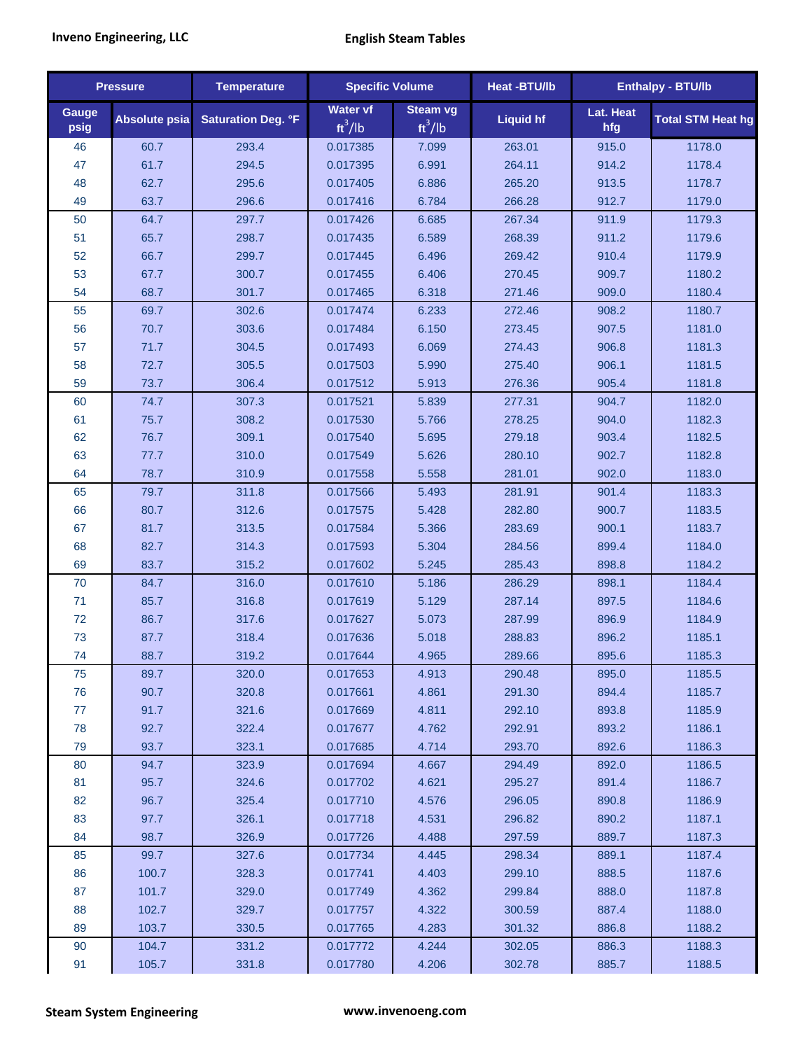| Pressure | | Temperature | Specific Volume | | Heat -BTU/lb | Enthalpy - BTU/lb | |
|---|---|---|---|---|---|---|---|
| Gauge psig | Absolute psia | Saturation Deg. °F | Water vf $ft^3/lb$ | Steam vg $ft^3/lb$ | Liquid hf | Lat. Heat hfg | Total STM Heat hg |
| 46 | 60.7 | 293.4 | 0.017385 | 7.099 | 263.01 | 915.0 | 1178.0 |
| 47 | 61.7 | 294.5 | 0.017395 | 6.991 | 264.11 | 914.2 | 1178.4 |
| 48 | 62.7 | 295.6 | 0.017405 | 6.886 | 265.20 | 913.5 | 1178.7 |
| 49 | 63.7 | 296.6 | 0.017416 | 6.784 | 266.28 | 912.7 | 1179.0 |
| 50 | 64.7 | 297.7 | 0.017426 | 6.685 | 267.34 | 911.9 | 1179.3 |
| 51 | 65.7 | 298.7 | 0.017435 | 6.589 | 268.39 | 911.2 | 1179.6 |
| 52 | 66.7 | 299.7 | 0.017445 | 6.496 | 269.42 | 910.4 | 1179.9 |
| 53 | 67.7 | 300.7 | 0.017455 | 6.406 | 270.45 | 909.7 | 1180.2 |
| 54 | 68.7 | 301.7 | 0.017465 | 6.318 | 271.46 | 909.0 | 1180.4 |
| 55 | 69.7 | 302.6 | 0.017474 | 6.233 | 272.46 | 908.2 | 1180.7 |
| 56 | 70.7 | 303.6 | 0.017484 | 6.150 | 273.45 | 907.5 | 1181.0 |
| 57 | 71.7 | 304.5 | 0.017493 | 6.069 | 274.43 | 906.8 | 1181.3 |
| 58 | 72.7 | 305.5 | 0.017503 | 5.990 | 275.40 | 906.1 | 1181.5 |
| 59 | 73.7 | 306.4 | 0.017512 | 5.913 | 276.36 | 905.4 | 1181.8 |
| 60 | 74.7 | 307.3 | 0.017521 | 5.839 | 277.31 | 904.7 | 1182.0 |
| 61 | 75.7 | 308.2 | 0.017530 | 5.766 | 278.25 | 904.0 | 1182.3 |
| 62 | 76.7 | 309.1 | 0.017540 | 5.695 | 279.18 | 903.4 | 1182.5 |
| 63 | 77.7 | 310.0 | 0.017549 | 5.626 | 280.10 | 902.7 | 1182.8 |
| 64 | 78.7 | 310.9 | 0.017558 | 5.558 | 281.01 | 902.0 | 1183.0 |
| 65 | 79.7 | 311.8 | 0.017566 | 5.493 | 281.91 | 901.4 | 1183.3 |
| 66 | 80.7 | 312.6 | 0.017575 | 5.428 | 282.80 | 900.7 | 1183.5 |
| 67 | 81.7 | 313.5 | 0.017584 | 5.366 | 283.69 | 900.1 | 1183.7 |
| 68 | 82.7 | 314.3 | 0.017593 | 5.304 | 284.56 | 899.4 | 1184.0 |
| 69 | 83.7 | 315.2 | 0.017602 | 5.245 | 285.43 | 898.8 | 1184.2 |
| 70 | 84.7 | 316.0 | 0.017610 | 5.186 | 286.29 | 898.1 | 1184.4 |
| 71 | 85.7 | 316.8 | 0.017619 | 5.129 | 287.14 | 897.5 | 1184.6 |
| 72 | 86.7 | 317.6 | 0.017627 | 5.073 | 287.99 | 896.9 | 1184.9 |
| 73 | 87.7 | 318.4 | 0.017636 | 5.018 | 288.83 | 896.2 | 1185.1 |
| 74 | 88.7 | 319.2 | 0.017644 | 4.965 | 289.66 | 895.6 | 1185.3 |
| 75 | 89.7 | 320.0 | 0.017653 | 4.913 | 290.48 | 895.0 | 1185.5 |
| 76 | 90.7 | 320.8 | 0.017661 | 4.861 | 291.30 | 894.4 | 1185.7 |
| 77 | 91.7 | 321.6 | 0.017669 | 4.811 | 292.10 | 893.8 | 1185.9 |
| 78 | 92.7 | 322.4 | 0.017677 | 4.762 | 292.91 | 893.2 | 1186.1 |
| 79 | 93.7 | 323.1 | 0.017685 | 4.714 | 293.70 | 892.6 | 1186.3 |
| 80 | 94.7 | 323.9 | 0.017694 | 4.667 | 294.49 | 892.0 | 1186.5 |
| 81 | 95.7 | 324.6 | 0.017702 | 4.621 | 295.27 | 891.4 | 1186.7 |
| 82 | 96.7 | 325.4 | 0.017710 | 4.576 | 296.05 | 890.8 | 1186.9 |
| 83 | 97.7 | 326.1 | 0.017718 | 4.531 | 296.82 | 890.2 | 1187.1 |
| 84 | 98.7 | 326.9 | 0.017726 | 4.488 | 297.59 | 889.7 | 1187.3 |
| 85 | 99.7 | 327.6 | 0.017734 | 4.445 | 298.34 | 889.1 | 1187.4 |
| 86 | 100.7 | 328.3 | 0.017741 | 4.403 | 299.10 | 888.5 | 1187.6 |
| 87 | 101.7 | 329.0 | 0.017749 | 4.362 | 299.84 | 888.0 | 1187.8 |
| 88 | 102.7 | 329.7 | 0.017757 | 4.322 | 300.59 | 887.4 | 1188.0 |
| 89 | 103.7 | 330.5 | 0.017765 | 4.283 | 301.32 | 886.8 | 1188.2 |
| 90 | 104.7 | 331.2 | 0.017772 | 4.244 | 302.05 | 886.3 | 1188.3 |
| 91 | 105.7 | 331.8 | 0.017780 | 4.206 | 302.78 | 885.7 | 1188.5 |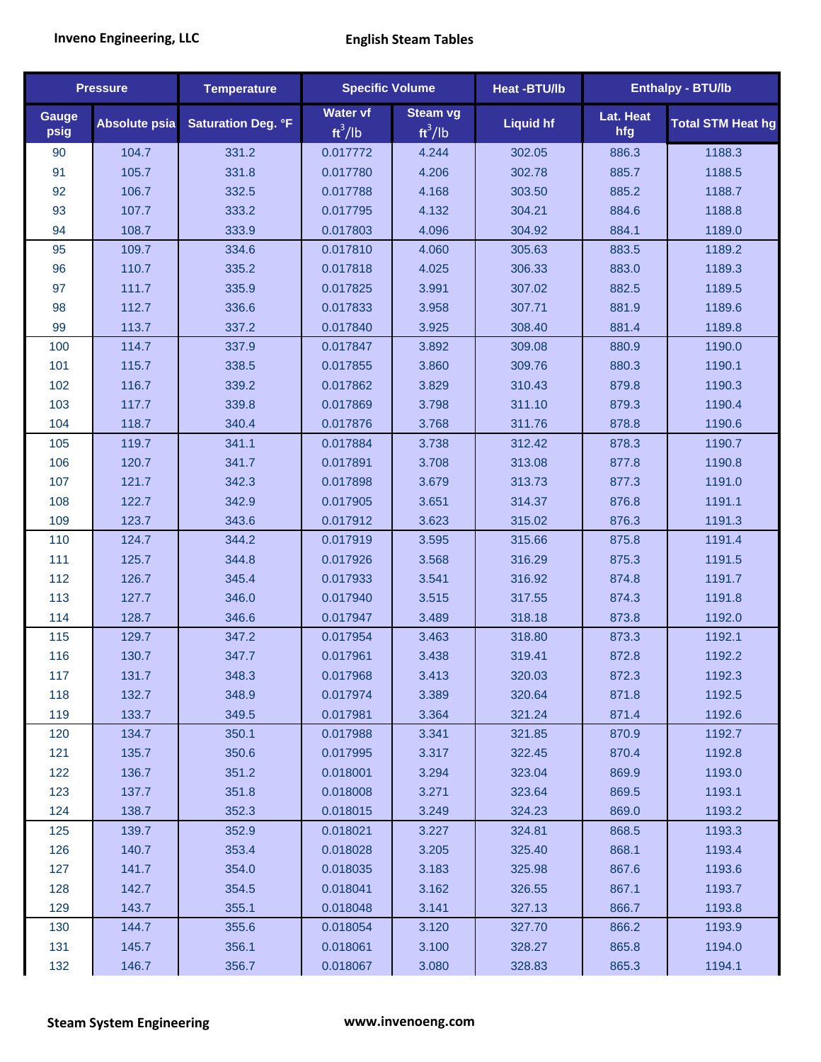| Pressure | | Temperature | Specific Volume | | Heat -BTU/lb | Enthalpy - BTU/lb | |
|---|---|---|---|---|---|---|---|
| Gauge psig | Absolute psia | Saturation Deg. °F | Water vf $ft^3$/lb | Steam vg $ft^3$/lb | Liquid hf | Lat. Heat hfg | Total STM Heat hg |
| 90 | 104.7 | 331.2 | 0.017772 | 4.244 | 302.05 | 886.3 | 1188.3 |
| 91 | 105.7 | 331.8 | 0.017780 | 4.206 | 302.78 | 885.7 | 1188.5 |
| 92 | 106.7 | 332.5 | 0.017788 | 4.168 | 303.50 | 885.2 | 1188.7 |
| 93 | 107.7 | 333.2 | 0.017795 | 4.132 | 304.21 | 884.6 | 1188.8 |
| 94 | 108.7 | 333.9 | 0.017803 | 4.096 | 304.92 | 884.1 | 1189.0 |
| 95 | 109.7 | 334.6 | 0.017810 | 4.060 | 305.63 | 883.5 | 1189.2 |
| 96 | 110.7 | 335.2 | 0.017818 | 4.025 | 306.33 | 883.0 | 1189.3 |
| 97 | 111.7 | 335.9 | 0.017825 | 3.991 | 307.02 | 882.5 | 1189.5 |
| 98 | 112.7 | 336.6 | 0.017833 | 3.958 | 307.71 | 881.9 | 1189.6 |
| 99 | 113.7 | 337.2 | 0.017840 | 3.925 | 308.40 | 881.4 | 1189.8 |
| 100 | 114.7 | 337.9 | 0.017847 | 3.892 | 309.08 | 880.9 | 1190.0 |
| 101 | 115.7 | 338.5 | 0.017855 | 3.860 | 309.76 | 880.3 | 1190.1 |
| 102 | 116.7 | 339.2 | 0.017862 | 3.829 | 310.43 | 879.8 | 1190.3 |
| 103 | 117.7 | 339.8 | 0.017869 | 3.798 | 311.10 | 879.3 | 1190.4 |
| 104 | 118.7 | 340.4 | 0.017876 | 3.768 | 311.76 | 878.8 | 1190.6 |
| 105 | 119.7 | 341.1 | 0.017884 | 3.738 | 312.42 | 878.3 | 1190.7 |
| 106 | 120.7 | 341.7 | 0.017891 | 3.708 | 313.08 | 877.8 | 1190.8 |
| 107 | 121.7 | 342.3 | 0.017898 | 3.679 | 313.73 | 877.3 | 1191.0 |
| 108 | 122.7 | 342.9 | 0.017905 | 3.651 | 314.37 | 876.8 | 1191.1 |
| 109 | 123.7 | 343.6 | 0.017912 | 3.623 | 315.02 | 876.3 | 1191.3 |
| 110 | 124.7 | 344.2 | 0.017919 | 3.595 | 315.66 | 875.8 | 1191.4 |
| 111 | 125.7 | 344.8 | 0.017926 | 3.568 | 316.29 | 875.3 | 1191.5 |
| 112 | 126.7 | 345.4 | 0.017933 | 3.541 | 316.92 | 874.8 | 1191.7 |
| 113 | 127.7 | 346.0 | 0.017940 | 3.515 | 317.55 | 874.3 | 1191.8 |
| 114 | 128.7 | 346.6 | 0.017947 | 3.489 | 318.18 | 873.8 | 1192.0 |
| 115 | 129.7 | 347.2 | 0.017954 | 3.463 | 318.80 | 873.3 | 1192.1 |
| 116 | 130.7 | 347.7 | 0.017961 | 3.438 | 319.41 | 872.8 | 1192.2 |
| 117 | 131.7 | 348.3 | 0.017968 | 3.413 | 320.03 | 872.3 | 1192.3 |
| 118 | 132.7 | 348.9 | 0.017974 | 3.389 | 320.64 | 871.8 | 1192.5 |
| 119 | 133.7 | 349.5 | 0.017981 | 3.364 | 321.24 | 871.4 | 1192.6 |
| 120 | 134.7 | 350.1 | 0.017988 | 3.341 | 321.85 | 870.9 | 1192.7 |
| 121 | 135.7 | 350.6 | 0.017995 | 3.317 | 322.45 | 870.4 | 1192.8 |
| 122 | 136.7 | 351.2 | 0.018001 | 3.294 | 323.04 | 869.9 | 1193.0 |
| 123 | 137.7 | 351.8 | 0.018008 | 3.271 | 323.64 | 869.5 | 1193.1 |
| 124 | 138.7 | 352.3 | 0.018015 | 3.249 | 324.23 | 869.0 | 1193.2 |
| 125 | 139.7 | 352.9 | 0.018021 | 3.227 | 324.81 | 868.5 | 1193.3 |
| 126 | 140.7 | 353.4 | 0.018028 | 3.205 | 325.40 | 868.1 | 1193.4 |
| 127 | 141.7 | 354.0 | 0.018035 | 3.183 | 325.98 | 867.6 | 1193.6 |
| 128 | 142.7 | 354.5 | 0.018041 | 3.162 | 326.55 | 867.1 | 1193.7 |
| 129 | 143.7 | 355.1 | 0.018048 | 3.141 | 327.13 | 866.7 | 1193.8 |
| 130 | 144.7 | 355.6 | 0.018054 | 3.120 | 327.70 | 866.2 | 1193.9 |
| 131 | 145.7 | 356.1 | 0.018061 | 3.100 | 328.27 | 865.8 | 1194.0 |
| 132 | 146.7 | 356.7 | 0.018067 | 3.080 | 328.83 | 865.3 | 1194.1 |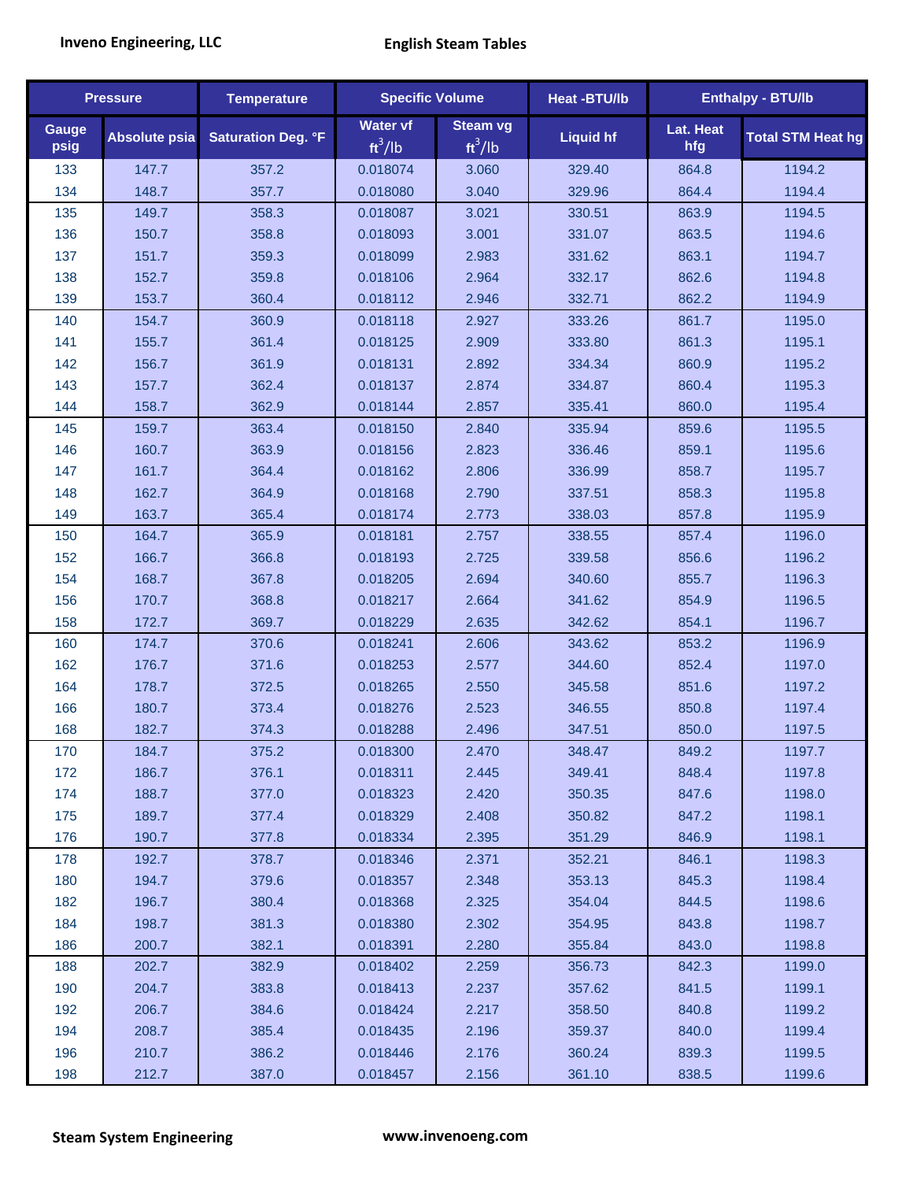| Pressure | | Temperature | Specific Volume | | Heat -BTU/lb | Enthalpy - BTU/lb | |
|---|---|---|---|---|---|---|---|
| Gauge psig | Absolute psia | Saturation Deg. °F | Water vf $ft^3/lb$ | Steam vg $ft^3/lb$ | Liquid hf | Lat. Heat hfg | Total STM Heat hg |
| 133 | 147.7 | 357.2 | 0.018074 | 3.060 | 329.40 | 864.8 | 1194.2 |
| 134 | 148.7 | 357.7 | 0.018080 | 3.040 | 329.96 | 864.4 | 1194.4 |
| 135 | 149.7 | 358.3 | 0.018087 | 3.021 | 330.51 | 863.9 | 1194.5 |
| 136 | 150.7 | 358.8 | 0.018093 | 3.001 | 331.07 | 863.5 | 1194.6 |
| 137 | 151.7 | 359.3 | 0.018099 | 2.983 | 331.62 | 863.1 | 1194.7 |
| 138 | 152.7 | 359.8 | 0.018106 | 2.964 | 332.17 | 862.6 | 1194.8 |
| 139 | 153.7 | 360.4 | 0.018112 | 2.946 | 332.71 | 862.2 | 1194.9 |
| 140 | 154.7 | 360.9 | 0.018118 | 2.927 | 333.26 | 861.7 | 1195.0 |
| 141 | 155.7 | 361.4 | 0.018125 | 2.909 | 333.80 | 861.3 | 1195.1 |
| 142 | 156.7 | 361.9 | 0.018131 | 2.892 | 334.34 | 860.9 | 1195.2 |
| 143 | 157.7 | 362.4 | 0.018137 | 2.874 | 334.87 | 860.4 | 1195.3 |
| 144 | 158.7 | 362.9 | 0.018144 | 2.857 | 335.41 | 860.0 | 1195.4 |
| 145 | 159.7 | 363.4 | 0.018150 | 2.840 | 335.94 | 859.6 | 1195.5 |
| 146 | 160.7 | 363.9 | 0.018156 | 2.823 | 336.46 | 859.1 | 1195.6 |
| 147 | 161.7 | 364.4 | 0.018162 | 2.806 | 336.99 | 858.7 | 1195.7 |
| 148 | 162.7 | 364.9 | 0.018168 | 2.790 | 337.51 | 858.3 | 1195.8 |
| 149 | 163.7 | 365.4 | 0.018174 | 2.773 | 338.03 | 857.8 | 1195.9 |
| 150 | 164.7 | 365.9 | 0.018181 | 2.757 | 338.55 | 857.4 | 1196.0 |
| 152 | 166.7 | 366.8 | 0.018193 | 2.725 | 339.58 | 856.6 | 1196.2 |
| 154 | 168.7 | 367.8 | 0.018205 | 2.694 | 340.60 | 855.7 | 1196.3 |
| 156 | 170.7 | 368.8 | 0.018217 | 2.664 | 341.62 | 854.9 | 1196.5 |
| 158 | 172.7 | 369.7 | 0.018229 | 2.635 | 342.62 | 854.1 | 1196.7 |
| 160 | 174.7 | 370.6 | 0.018241 | 2.606 | 343.62 | 853.2 | 1196.9 |
| 162 | 176.7 | 371.6 | 0.018253 | 2.577 | 344.60 | 852.4 | 1197.0 |
| 164 | 178.7 | 372.5 | 0.018265 | 2.550 | 345.58 | 851.6 | 1197.2 |
| 166 | 180.7 | 373.4 | 0.018276 | 2.523 | 346.55 | 850.8 | 1197.4 |
| 168 | 182.7 | 374.3 | 0.018288 | 2.496 | 347.51 | 850.0 | 1197.5 |
| 170 | 184.7 | 375.2 | 0.018300 | 2.470 | 348.47 | 849.2 | 1197.7 |
| 172 | 186.7 | 376.1 | 0.018311 | 2.445 | 349.41 | 848.4 | 1197.8 |
| 174 | 188.7 | 377.0 | 0.018323 | 2.420 | 350.35 | 847.6 | 1198.0 |
| 175 | 189.7 | 377.4 | 0.018329 | 2.408 | 350.82 | 847.2 | 1198.1 |
| 176 | 190.7 | 377.8 | 0.018334 | 2.395 | 351.29 | 846.9 | 1198.1 |
| 178 | 192.7 | 378.7 | 0.018346 | 2.371 | 352.21 | 846.1 | 1198.3 |
| 180 | 194.7 | 379.6 | 0.018357 | 2.348 | 353.13 | 845.3 | 1198.4 |
| 182 | 196.7 | 380.4 | 0.018368 | 2.325 | 354.04 | 844.5 | 1198.6 |
| 184 | 198.7 | 381.3 | 0.018380 | 2.302 | 354.95 | 843.8 | 1198.7 |
| 186 | 200.7 | 382.1 | 0.018391 | 2.280 | 355.84 | 843.0 | 1198.8 |
| 188 | 202.7 | 382.9 | 0.018402 | 2.259 | 356.73 | 842.3 | 1199.0 |
| 190 | 204.7 | 383.8 | 0.018413 | 2.237 | 357.62 | 841.5 | 1199.1 |
| 192 | 206.7 | 384.6 | 0.018424 | 2.217 | 358.50 | 840.8 | 1199.2 |
| 194 | 208.7 | 385.4 | 0.018435 | 2.196 | 359.37 | 840.0 | 1199.4 |
| 196 | 210.7 | 386.2 | 0.018446 | 2.176 | 360.24 | 839.3 | 1199.5 |
| 198 | 212.7 | 387.0 | 0.018457 | 2.156 | 361.10 | 838.5 | 1199.6 |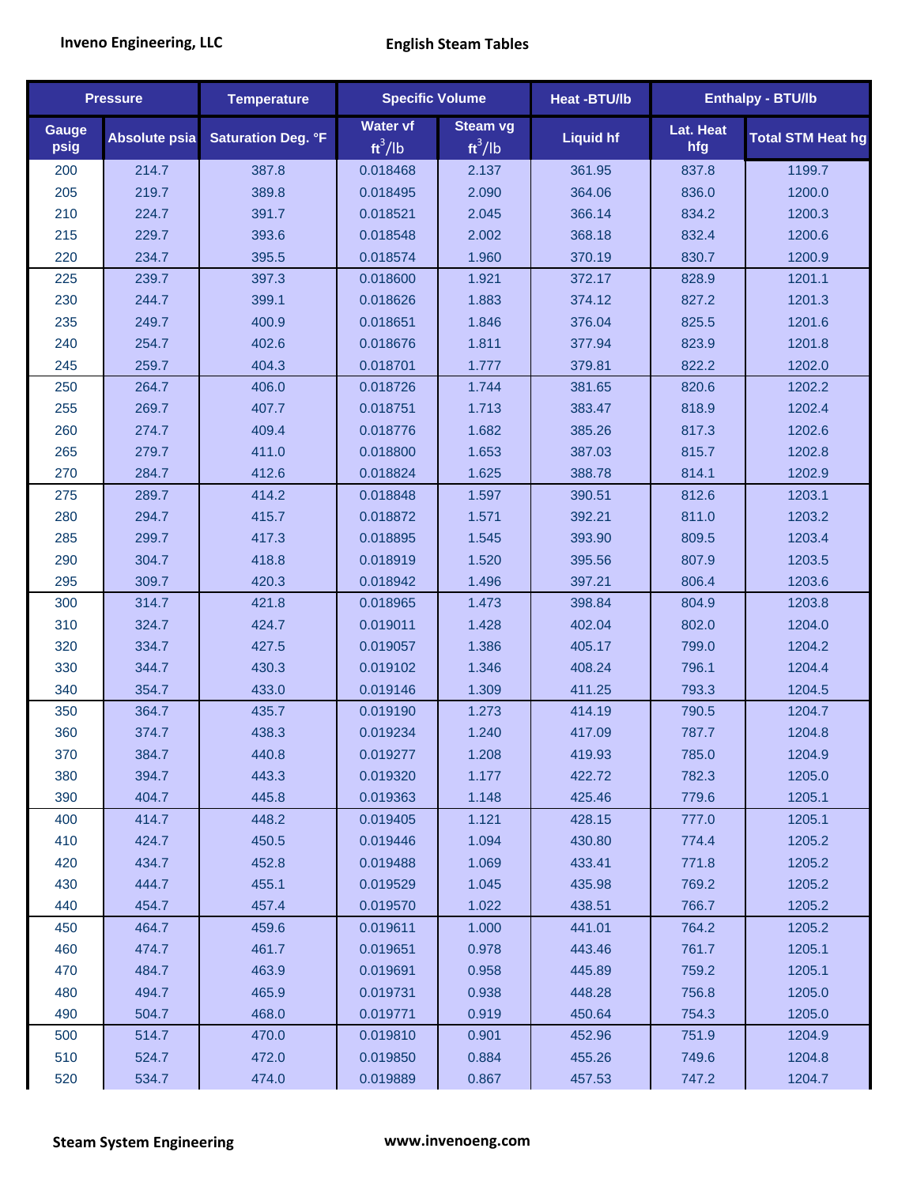| Pressure | | Temperature | Specific Volume | | Heat - BTU/lb | Enthalpy - BTU/lb | |
|---|---|---|---|---|---|---|---|
| Gauge psig | Absolute psia | Saturation Deg. °F | Water vf $ft^3/lb$ | Steam vg $ft^3/lb$ | Liquid hf | Lat. Heat hfg | Total STM Heat hg |
| 200 | 214.7 | 387.8 | 0.018468 | 2.137 | 361.95 | 837.8 | 1199.7 |
| 205 | 219.7 | 389.8 | 0.018495 | 2.090 | 364.06 | 836.0 | 1200.0 |
| 210 | 224.7 | 391.7 | 0.018521 | 2.045 | 366.14 | 834.2 | 1200.3 |
| 215 | 229.7 | 393.6 | 0.018548 | 2.002 | 368.18 | 832.4 | 1200.6 |
| 220 | 234.7 | 395.5 | 0.018574 | 1.960 | 370.19 | 830.7 | 1200.9 |
| 225 | 239.7 | 397.3 | 0.018600 | 1.921 | 372.17 | 828.9 | 1201.1 |
| 230 | 244.7 | 399.1 | 0.018626 | 1.883 | 374.12 | 827.2 | 1201.3 |
| 235 | 249.7 | 400.9 | 0.018651 | 1.846 | 376.04 | 825.5 | 1201.6 |
| 240 | 254.7 | 402.6 | 0.018676 | 1.811 | 377.94 | 823.9 | 1201.8 |
| 245 | 259.7 | 404.3 | 0.018701 | 1.777 | 379.81 | 822.2 | 1202.0 |
| 250 | 264.7 | 406.0 | 0.018726 | 1.744 | 381.65 | 820.6 | 1202.2 |
| 255 | 269.7 | 407.7 | 0.018751 | 1.713 | 383.47 | 818.9 | 1202.4 |
| 260 | 274.7 | 409.4 | 0.018776 | 1.682 | 385.26 | 817.3 | 1202.6 |
| 265 | 279.7 | 411.0 | 0.018800 | 1.653 | 387.03 | 815.7 | 1202.8 |
| 270 | 284.7 | 412.6 | 0.018824 | 1.625 | 388.78 | 814.1 | 1202.9 |
| 275 | 289.7 | 414.2 | 0.018848 | 1.597 | 390.51 | 812.6 | 1203.1 |
| 280 | 294.7 | 415.7 | 0.018872 | 1.571 | 392.21 | 811.0 | 1203.2 |
| 285 | 299.7 | 417.3 | 0.018895 | 1.545 | 393.90 | 809.5 | 1203.4 |
| 290 | 304.7 | 418.8 | 0.018919 | 1.520 | 395.56 | 807.9 | 1203.5 |
| 295 | 309.7 | 420.3 | 0.018942 | 1.496 | 397.21 | 806.4 | 1203.6 |
| 300 | 314.7 | 421.8 | 0.018965 | 1.473 | 398.84 | 804.9 | 1203.8 |
| 310 | 324.7 | 424.7 | 0.019011 | 1.428 | 402.04 | 802.0 | 1204.0 |
| 320 | 334.7 | 427.5 | 0.019057 | 1.386 | 405.17 | 799.0 | 1204.2 |
| 330 | 344.7 | 430.3 | 0.019102 | 1.346 | 408.24 | 796.1 | 1204.4 |
| 340 | 354.7 | 433.0 | 0.019146 | 1.309 | 411.25 | 793.3 | 1204.5 |
| 350 | 364.7 | 435.7 | 0.019190 | 1.273 | 414.19 | 790.5 | 1204.7 |
| 360 | 374.7 | 438.3 | 0.019234 | 1.240 | 417.09 | 787.7 | 1204.8 |
| 370 | 384.7 | 440.8 | 0.019277 | 1.208 | 419.93 | 785.0 | 1204.9 |
| 380 | 394.7 | 443.3 | 0.019320 | 1.177 | 422.72 | 782.3 | 1205.0 |
| 390 | 404.7 | 445.8 | 0.019363 | 1.148 | 425.46 | 779.6 | 1205.1 |
| 400 | 414.7 | 448.2 | 0.019405 | 1.121 | 428.15 | 777.0 | 1205.1 |
| 410 | 424.7 | 450.5 | 0.019446 | 1.094 | 430.80 | 774.4 | 1205.2 |
| 420 | 434.7 | 452.8 | 0.019488 | 1.069 | 433.41 | 771.8 | 1205.2 |
| 430 | 444.7 | 455.1 | 0.019529 | 1.045 | 435.98 | 769.2 | 1205.2 |
| 440 | 454.7 | 457.4 | 0.019570 | 1.022 | 438.51 | 766.7 | 1205.2 |
| 450 | 464.7 | 459.6 | 0.019611 | 1.000 | 441.01 | 764.2 | 1205.2 |
| 460 | 474.7 | 461.7 | 0.019651 | 0.978 | 443.46 | 761.7 | 1205.1 |
| 470 | 484.7 | 463.9 | 0.019691 | 0.958 | 445.89 | 759.2 | 1205.1 |
| 480 | 494.7 | 465.9 | 0.019731 | 0.938 | 448.28 | 756.8 | 1205.0 |
| 490 | 504.7 | 468.0 | 0.019771 | 0.919 | 450.64 | 754.3 | 1205.0 |
| 500 | 514.7 | 470.0 | 0.019810 | 0.901 | 452.96 | 751.9 | 1204.9 |
| 510 | 524.7 | 472.0 | 0.019850 | 0.884 | 455.26 | 749.6 | 1204.8 |
| 520 | 534.7 | 474.0 | 0.019889 | 0.867 | 457.53 | 747.2 | 1204.7 |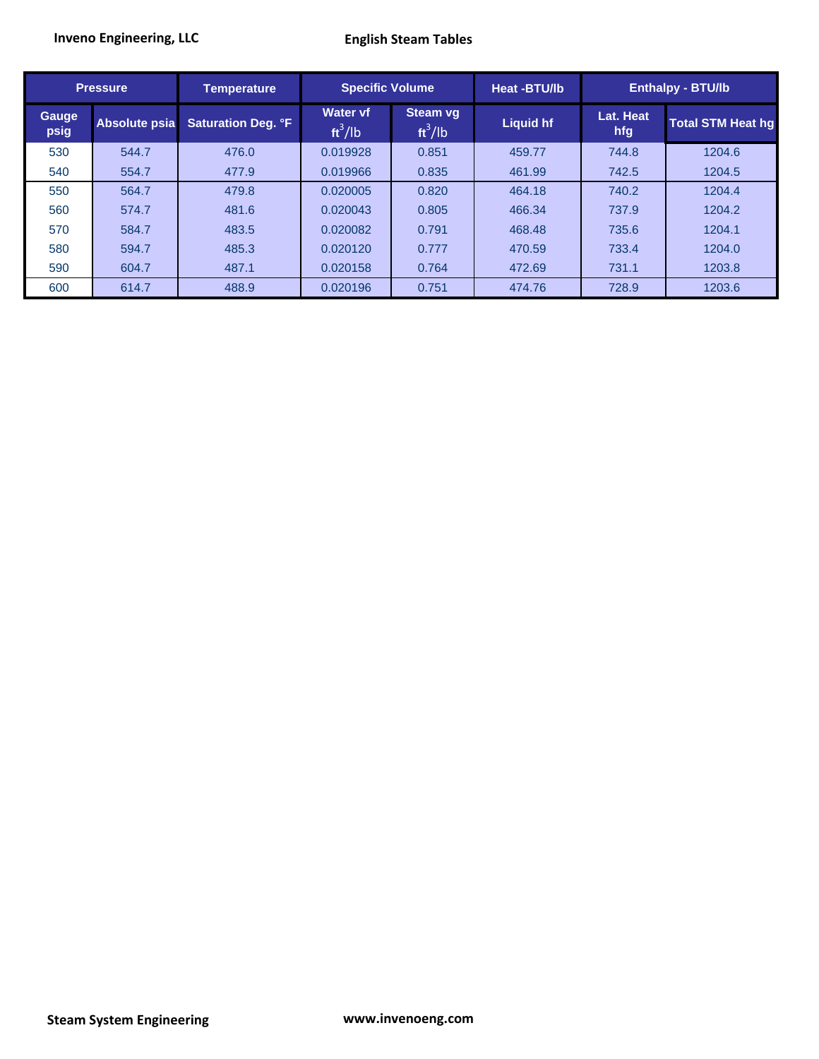| Pressure | | Temperature | Specific Volume | | Heat -BTU/lb | Enthalpy - BTU/lb | |
|---|---|---|---|---|---|---|---|
| Gauge psig | Absolute psia | Saturation Deg. °F | Water vf $ft^3/lb$ | Steam vg $ft^3/lb$ | Liquid hf | Lat. Heat hfg | Total STM Heat hg |
| 530 | 544.7 | 476.0 | 0.019928 | 0.851 | 459.77 | 744.8 | 1204.6 |
| 540 | 554.7 | 477.9 | 0.019966 | 0.835 | 461.99 | 742.5 | 1204.5 |
| 550 | 564.7 | 479.8 | 0.020005 | 0.820 | 464.18 | 740.2 | 1204.4 |
| 560 | 574.7 | 481.6 | 0.020043 | 0.805 | 466.34 | 737.9 | 1204.2 |
| 570 | 584.7 | 483.5 | 0.020082 | 0.791 | 468.48 | 735.6 | 1204.1 |
| 580 | 594.7 | 485.3 | 0.020120 | 0.777 | 470.59 | 733.4 | 1204.0 |
| 590 | 604.7 | 487.1 | 0.020158 | 0.764 | 472.69 | 731.1 | 1203.8 |
| 600 | 614.7 | 488.9 | 0.020196 | 0.751 | 474.76 | 728.9 | 1203.6 |